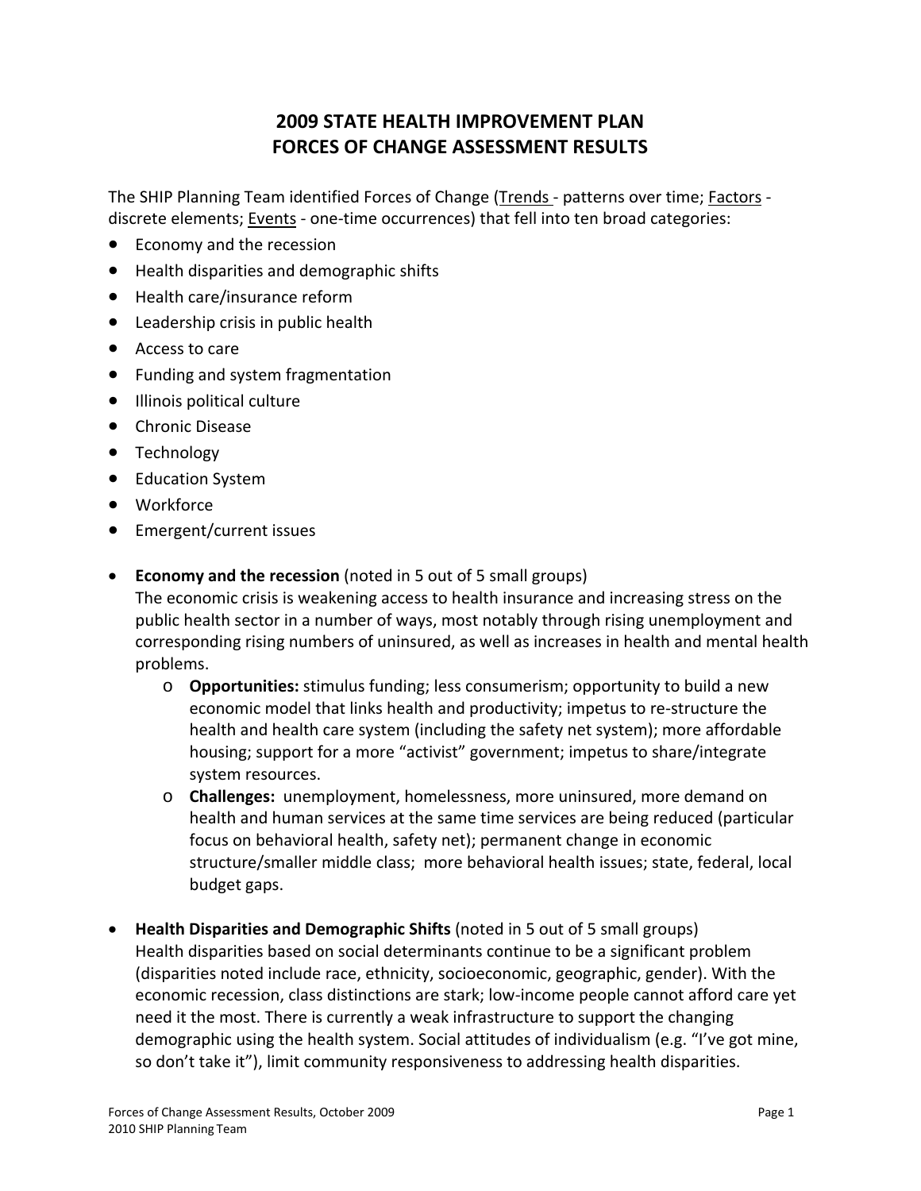# 2009 STATE HEALTH IMPROVEMENT PLAN
# FORCES OF CHANGE ASSESSMENT RESULTS

The SHIP Planning Team identified Forces of Change (Trends - patterns over time; Factors - discrete elements; Events - one-time occurrences) that fell into ten broad categories:

- Economy and the recession
- Health disparities and demographic shifts
- Health care/insurance reform
- Leadership crisis in public health
- Access to care
- Funding and system fragmentation
- Illinois political culture
- Chronic Disease
- Technology
- Education System
- Workforce
- Emergent/current issues

- **Economy and the recession** (noted in 5 out of 5 small groups)
  The economic crisis is weakening access to health insurance and increasing stress on the public health sector in a number of ways, most notably through rising unemployment and corresponding rising numbers of uninsured, as well as increases in health and mental health problems.
  - **Opportunities:** stimulus funding; less consumerism; opportunity to build a new economic model that links health and productivity; impetus to re-structure the health and health care system (including the safety net system); more affordable housing; support for a more "activist" government; impetus to share/integrate system resources.
  - **Challenges:** unemployment, homelessness, more uninsured, more demand on health and human services at the same time services are being reduced (particular focus on behavioral health, safety net); permanent change in economic structure/smaller middle class; more behavioral health issues; state, federal, local budget gaps.

- **Health Disparities and Demographic Shifts** (noted in 5 out of 5 small groups)
  Health disparities based on social determinants continue to be a significant problem (disparities noted include race, ethnicity, socioeconomic, geographic, gender). With the economic recession, class distinctions are stark; low-income people cannot afford care yet need it the most. There is currently a weak infrastructure to support the changing demographic using the health system. Social attitudes of individualism (e.g. "I've got mine, so don't take it"), limit community responsiveness to addressing health disparities.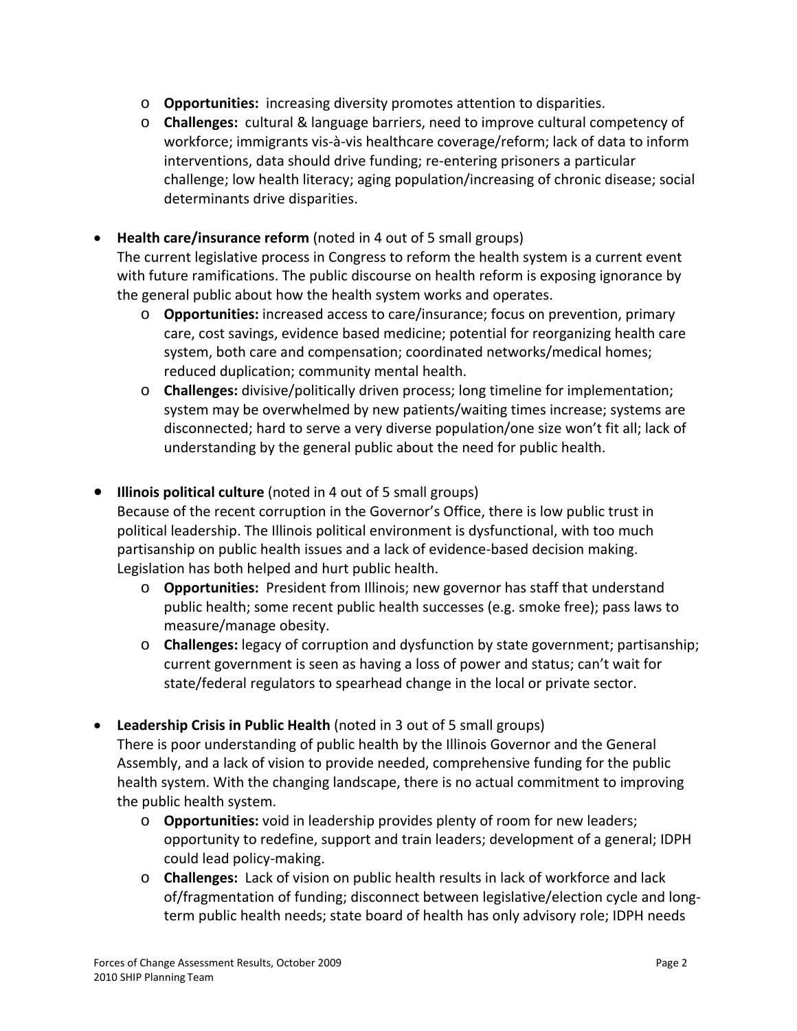- **Opportunities:** increasing diversity promotes attention to disparities.
  - **Challenges:** cultural & language barriers, need to improve cultural competency of workforce; immigrants vis-à-vis healthcare coverage/reform; lack of data to inform interventions, data should drive funding; re-entering prisoners a particular challenge; low health literacy; aging population/increasing of chronic disease; social determinants drive disparities.

- **Health care/insurance reform** (noted in 4 out of 5 small groups)
  The current legislative process in Congress to reform the health system is a current event with future ramifications. The public discourse on health reform is exposing ignorance by the general public about how the health system works and operates.
  - **Opportunities:** increased access to care/insurance; focus on prevention, primary care, cost savings, evidence based medicine; potential for reorganizing health care system, both care and compensation; coordinated networks/medical homes; reduced duplication; community mental health.
  - **Challenges:** divisive/politically driven process; long timeline for implementation; system may be overwhelmed by new patients/waiting times increase; systems are disconnected; hard to serve a very diverse population/one size won't fit all; lack of understanding by the general public about the need for public health.

- **Illinois political culture** (noted in 4 out of 5 small groups)
  Because of the recent corruption in the Governor's Office, there is low public trust in political leadership. The Illinois political environment is dysfunctional, with too much partisanship on public health issues and a lack of evidence-based decision making. Legislation has both helped and hurt public health.
  - **Opportunities:** President from Illinois; new governor has staff that understand public health; some recent public health successes (e.g. smoke free); pass laws to measure/manage obesity.
  - **Challenges:** legacy of corruption and dysfunction by state government; partisanship; current government is seen as having a loss of power and status; can't wait for state/federal regulators to spearhead change in the local or private sector.

- **Leadership Crisis in Public Health** (noted in 3 out of 5 small groups)
  There is poor understanding of public health by the Illinois Governor and the General Assembly, and a lack of vision to provide needed, comprehensive funding for the public health system. With the changing landscape, there is no actual commitment to improving the public health system.
  - **Opportunities:** void in leadership provides plenty of room for new leaders; opportunity to redefine, support and train leaders; development of a general; IDPH could lead policy-making.
  - **Challenges:** Lack of vision on public health results in lack of workforce and lack of/fragmentation of funding; disconnect between legislative/election cycle and long-term public health needs; state board of health has only advisory role; IDPH needs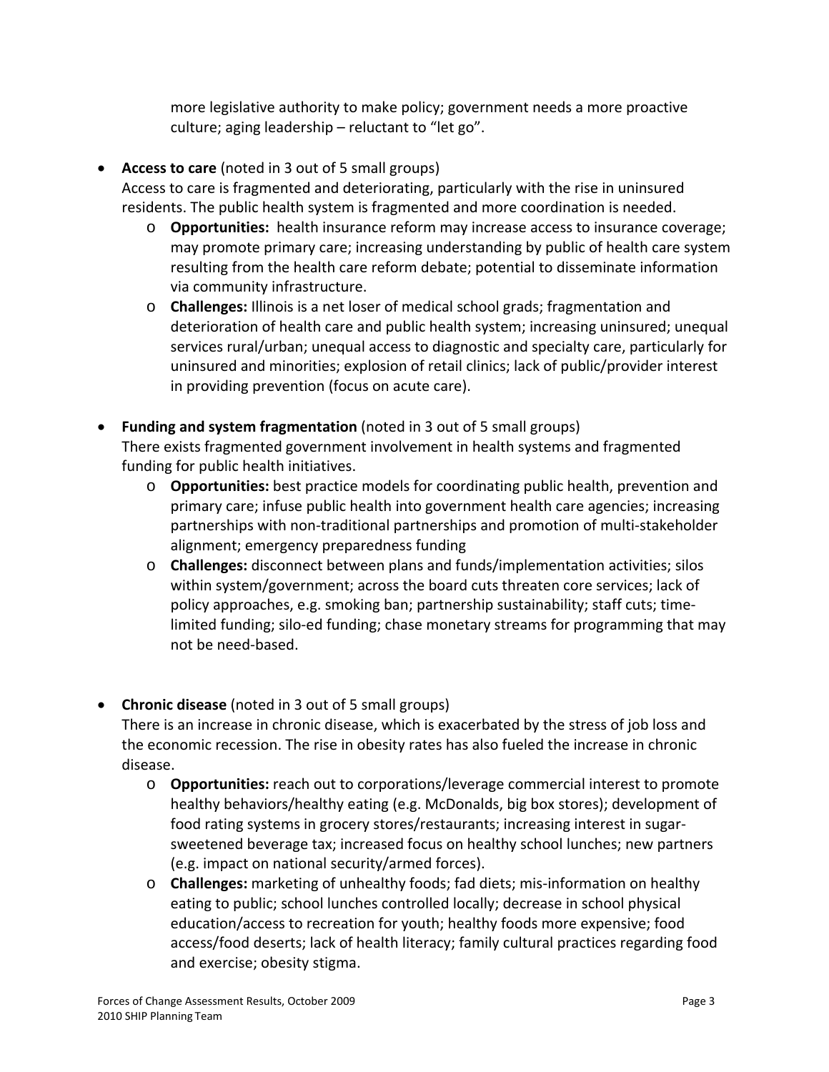more legislative authority to make policy; government needs a more proactive culture; aging leadership – reluctant to "let go".

- **Access to care** (noted in 3 out of 5 small groups)
  Access to care is fragmented and deteriorating, particularly with the rise in uninsured residents. The public health system is fragmented and more coordination is needed.
  - **Opportunities:** health insurance reform may increase access to insurance coverage; may promote primary care; increasing understanding by public of health care system resulting from the health care reform debate; potential to disseminate information via community infrastructure.
  - **Challenges:** Illinois is a net loser of medical school grads; fragmentation and deterioration of health care and public health system; increasing uninsured; unequal services rural/urban; unequal access to diagnostic and specialty care, particularly for uninsured and minorities; explosion of retail clinics; lack of public/provider interest in providing prevention (focus on acute care).

- **Funding and system fragmentation** (noted in 3 out of 5 small groups)
  There exists fragmented government involvement in health systems and fragmented funding for public health initiatives.
  - **Opportunities:** best practice models for coordinating public health, prevention and primary care; infuse public health into government health care agencies; increasing partnerships with non-traditional partnerships and promotion of multi-stakeholder alignment; emergency preparedness funding
  - **Challenges:** disconnect between plans and funds/implementation activities; silos within system/government; across the board cuts threaten core services; lack of policy approaches, e.g. smoking ban; partnership sustainability; staff cuts; time-limited funding; silo-ed funding; chase monetary streams for programming that may not be need-based.

- **Chronic disease** (noted in 3 out of 5 small groups)
  There is an increase in chronic disease, which is exacerbated by the stress of job loss and the economic recession. The rise in obesity rates has also fueled the increase in chronic disease.
  - **Opportunities:** reach out to corporations/leverage commercial interest to promote healthy behaviors/healthy eating (e.g. McDonalds, big box stores); development of food rating systems in grocery stores/restaurants; increasing interest in sugar-sweetened beverage tax; increased focus on healthy school lunches; new partners (e.g. impact on national security/armed forces).
  - **Challenges:** marketing of unhealthy foods; fad diets; mis-information on healthy eating to public; school lunches controlled locally; decrease in school physical education/access to recreation for youth; healthy foods more expensive; food access/food deserts; lack of health literacy; family cultural practices regarding food and exercise; obesity stigma.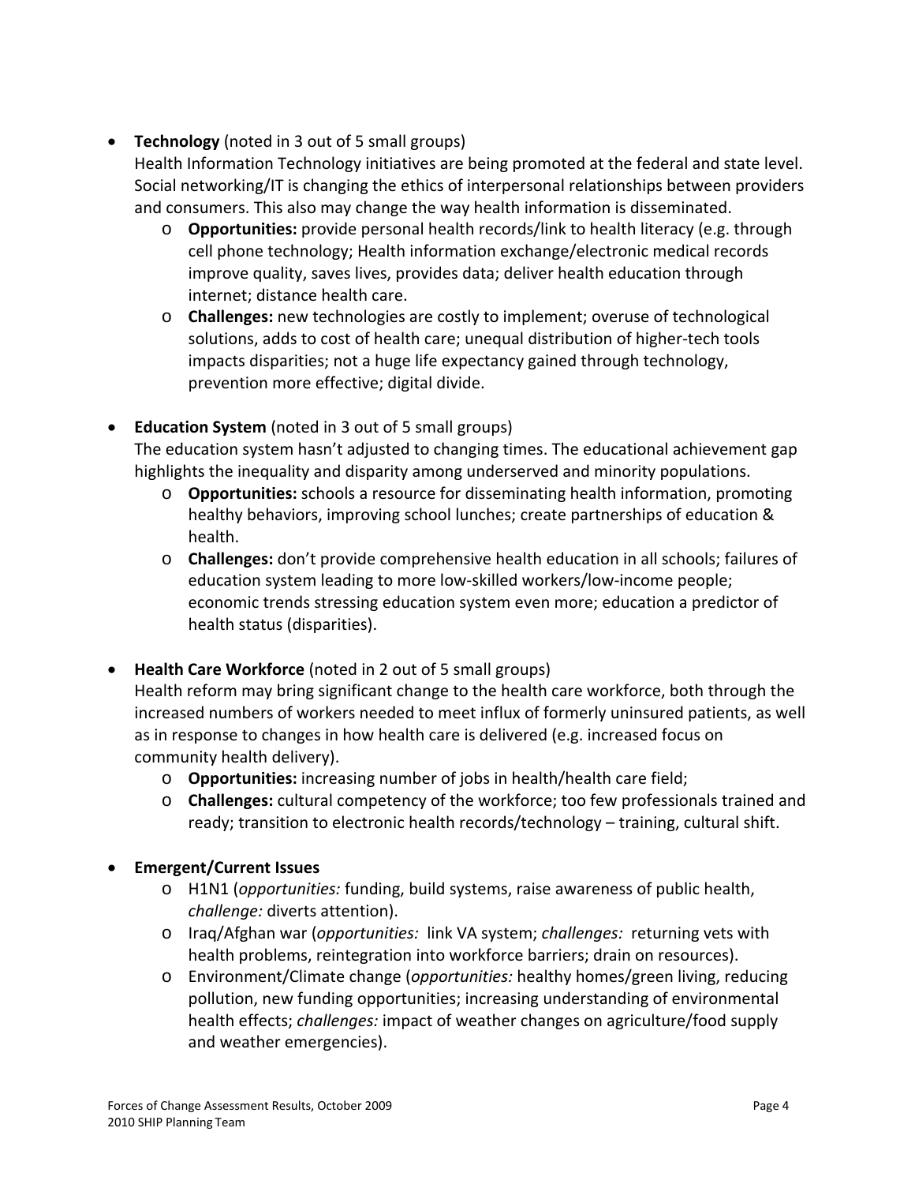- **Technology** (noted in 3 out of 5 small groups)
  Health Information Technology initiatives are being promoted at the federal and state level. Social networking/IT is changing the ethics of interpersonal relationships between providers and consumers. This also may change the way health information is disseminated.
  - **Opportunities:** provide personal health records/link to health literacy (e.g. through cell phone technology; Health information exchange/electronic medical records improve quality, saves lives, provides data; deliver health education through internet; distance health care.
  - **Challenges:** new technologies are costly to implement; overuse of technological solutions, adds to cost of health care; unequal distribution of higher-tech tools impacts disparities; not a huge life expectancy gained through technology, prevention more effective; digital divide.

- **Education System** (noted in 3 out of 5 small groups)
  The education system hasn't adjusted to changing times. The educational achievement gap highlights the inequality and disparity among underserved and minority populations.
  - **Opportunities:** schools a resource for disseminating health information, promoting healthy behaviors, improving school lunches; create partnerships of education & health.
  - **Challenges:** don't provide comprehensive health education in all schools; failures of education system leading to more low-skilled workers/low-income people; economic trends stressing education system even more; education a predictor of health status (disparities).

- **Health Care Workforce** (noted in 2 out of 5 small groups)
  Health reform may bring significant change to the health care workforce, both through the increased numbers of workers needed to meet influx of formerly uninsured patients, as well as in response to changes in how health care is delivered (e.g. increased focus on community health delivery).
  - **Opportunities:** increasing number of jobs in health/health care field;
  - **Challenges:** cultural competency of the workforce; too few professionals trained and ready; transition to electronic health records/technology – training, cultural shift.

- **Emergent/Current Issues**
  - H1N1 (*opportunities:* funding, build systems, raise awareness of public health, *challenge:* diverts attention).
  - Iraq/Afghan war (*opportunities:* link VA system; *challenges:* returning vets with health problems, reintegration into workforce barriers; drain on resources).
  - Environment/Climate change (*opportunities:* healthy homes/green living, reducing pollution, new funding opportunities; increasing understanding of environmental health effects; *challenges:* impact of weather changes on agriculture/food supply and weather emergencies).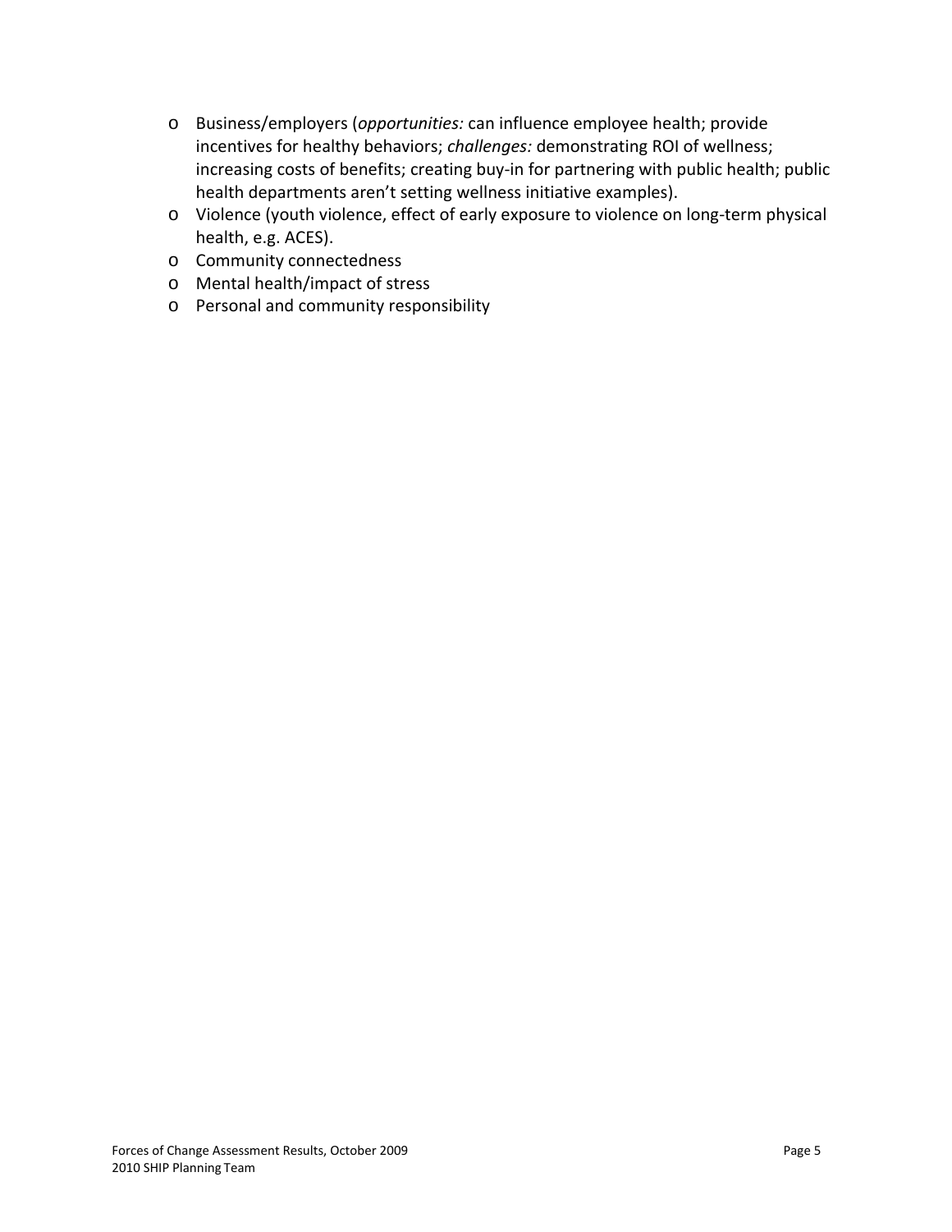- Business/employers (*opportunities:* can influence employee health; provide incentives for healthy behaviors; *challenges:* demonstrating ROI of wellness; increasing costs of benefits; creating buy-in for partnering with public health; public health departments aren't setting wellness initiative examples).
- Violence (youth violence, effect of early exposure to violence on long-term physical health, e.g. ACES).
- Community connectedness
- Mental health/impact of stress
- Personal and community responsibility